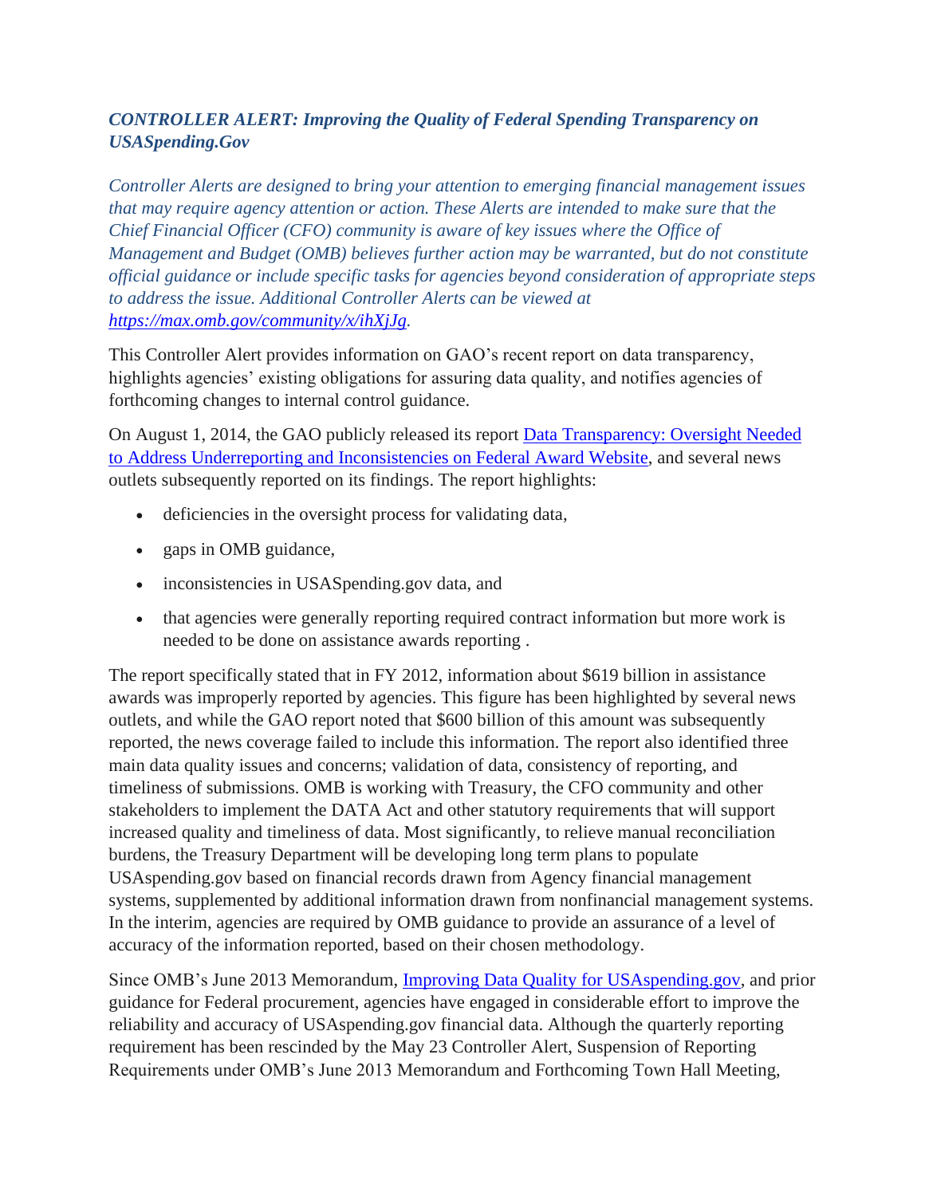## *CONTROLLER ALERT: Improving the Quality of Federal Spending Transparency on USASpending.Gov*

*Controller Alerts are designed to bring your attention to emerging financial management issues that may require agency attention or action. These Alerts are intended to make sure that the Chief Financial Officer (CFO) community is aware of key issues where the Office of Management and Budget (OMB) believes further action may be warranted, but do not constitute official guidance or include specific tasks for agencies beyond consideration of appropriate steps to address the issue. Additional Controller Alerts can be viewed at [https://max.omb.gov/community/x/ihXjJg](https://max.omb.gov/community/x/ihXjJg).*

This Controller Alert provides information on GAO's recent report on data transparency, highlights agencies' existing obligations for assuring data quality, and notifies agencies of forthcoming changes to internal control guidance.

On August 1, 2014, the GAO publicly released its report Data Transparency: Oversight Needed to Address Underreporting and Inconsistencies on Federal Award Website, and several news outlets subsequently reported on its findings. The report highlights:

- deficiencies in the oversight process for validating data,
- gaps in OMB guidance,
- inconsistencies in USASpending.gov data, and
- that agencies were generally reporting required contract information but more work is needed to be done on assistance awards reporting .

The report specifically stated that in FY 2012, information about $619 billion in assistance awards was improperly reported by agencies. This figure has been highlighted by several news outlets, and while the GAO report noted that $600 billion of this amount was subsequently reported, the news coverage failed to include this information. The report also identified three main data quality issues and concerns; validation of data, consistency of reporting, and timeliness of submissions. OMB is working with Treasury, the CFO community and other stakeholders to implement the DATA Act and other statutory requirements that will support increased quality and timeliness of data. Most significantly, to relieve manual reconciliation burdens, the Treasury Department will be developing long term plans to populate USAspending.gov based on financial records drawn from Agency financial management systems, supplemented by additional information drawn from nonfinancial management systems. In the interim, agencies are required by OMB guidance to provide an assurance of a level of accuracy of the information reported, based on their chosen methodology.

Since OMB's June 2013 Memorandum, Improving Data Quality for USAspending.gov, and prior guidance for Federal procurement, agencies have engaged in considerable effort to improve the reliability and accuracy of USAspending.gov financial data. Although the quarterly reporting requirement has been rescinded by the May 23 Controller Alert, Suspension of Reporting Requirements under OMB's June 2013 Memorandum and Forthcoming Town Hall Meeting,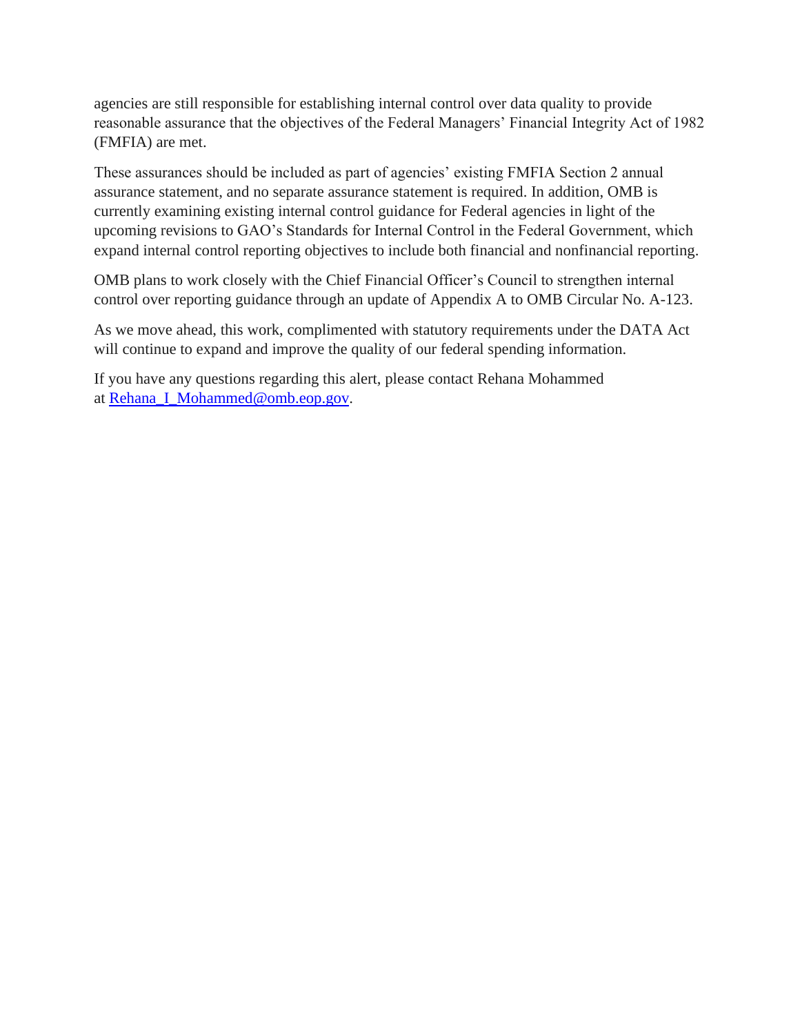agencies are still responsible for establishing internal control over data quality to provide reasonable assurance that the objectives of the Federal Managers' Financial Integrity Act of 1982 (FMFIA) are met.

These assurances should be included as part of agencies' existing FMFIA Section 2 annual assurance statement, and no separate assurance statement is required. In addition, OMB is currently examining existing internal control guidance for Federal agencies in light of the upcoming revisions to GAO's Standards for Internal Control in the Federal Government, which expand internal control reporting objectives to include both financial and nonfinancial reporting.

OMB plans to work closely with the Chief Financial Officer's Council to strengthen internal control over reporting guidance through an update of Appendix A to OMB Circular No. A-123.

As we move ahead, this work, complimented with statutory requirements under the DATA Act will continue to expand and improve the quality of our federal spending information.

If you have any questions regarding this alert, please contact Rehana Mohammed at [Rehana_I_Mohammed@omb.eop.gov](mailto:Rehana_I_Mohammed@omb.eop.gov).